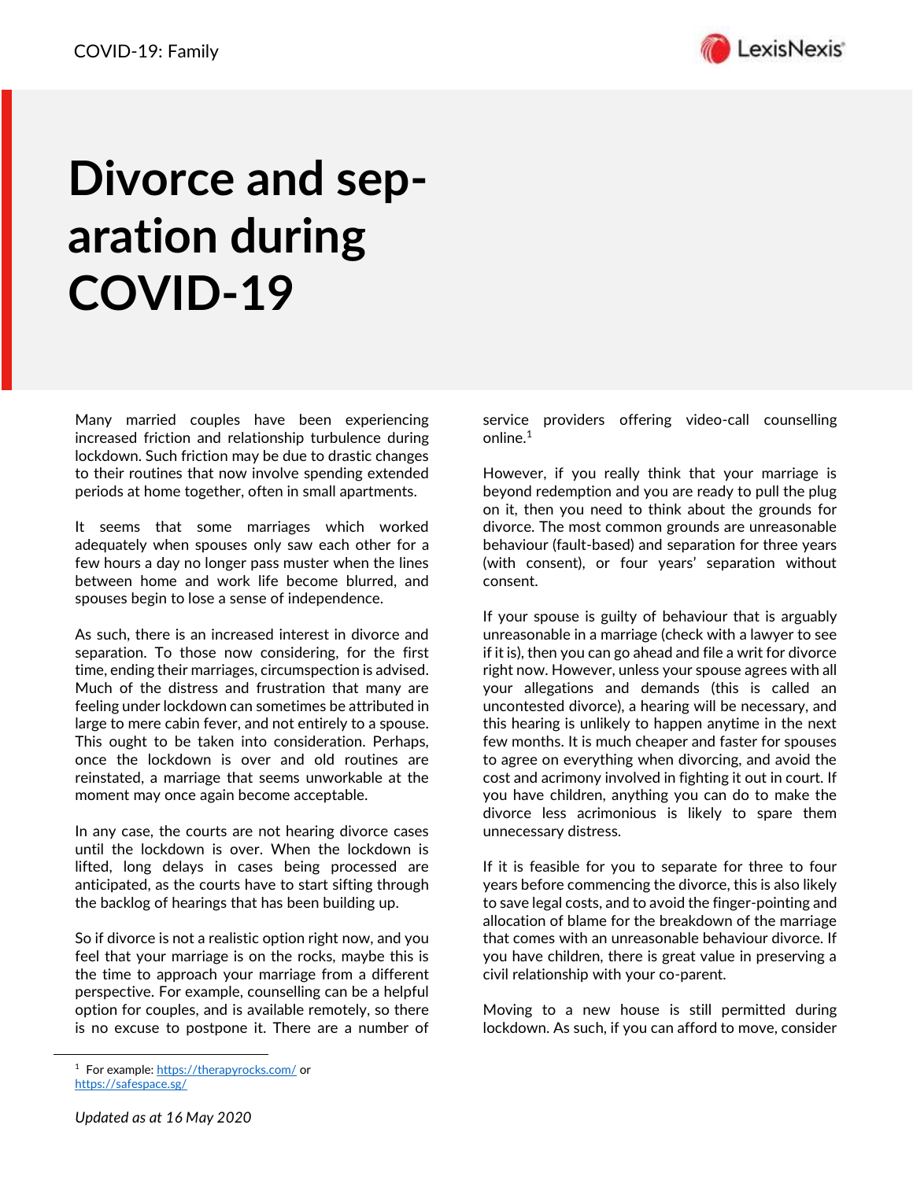# Divorce and separation during COVID-19

Many married couples have been experiencing increased friction and relationship turbulence during lockdown. Such friction may be due to drastic changes to their routines that now involve spending extended periods at home together, often in small apartments.

It seems that some marriages which worked adequately when spouses only saw each other for a few hours a day no longer pass muster when the lines between home and work life become blurred, and spouses begin to lose a sense of independence.

As such, there is an increased interest in divorce and separation. To those now considering, for the first time, ending their marriages, circumspection is advised. Much of the distress and frustration that many are feeling under lockdown can sometimes be attributed in large to mere cabin fever, and not entirely to a spouse. This ought to be taken into consideration. Perhaps, once the lockdown is over and old routines are reinstated, a marriage that seems unworkable at the moment may once again become acceptable.

In any case, the courts are not hearing divorce cases until the lockdown is over. When the lockdown is lifted, long delays in cases being processed are anticipated, as the courts have to start sifting through the backlog of hearings that has been building up.

So if divorce is not a realistic option right now, and you feel that your marriage is on the rocks, maybe this is the time to approach your marriage from a different perspective. For example, counselling can be a helpful option for couples, and is available remotely, so there is no excuse to postpone it. There are a number of service providers offering video-call counselling online.[1]

However, if you really think that your marriage is beyond redemption and you are ready to pull the plug on it, then you need to think about the grounds for divorce. The most common grounds are unreasonable behaviour (fault-based) and separation for three years (with consent), or four years' separation without consent.

If your spouse is guilty of behaviour that is arguably unreasonable in a marriage (check with a lawyer to see if it is), then you can go ahead and file a writ for divorce right now. However, unless your spouse agrees with all your allegations and demands (this is called an uncontested divorce), a hearing will be necessary, and this hearing is unlikely to happen anytime in the next few months. It is much cheaper and faster for spouses to agree on everything when divorcing, and avoid the cost and acrimony involved in fighting it out in court. If you have children, anything you can do to make the divorce less acrimonious is likely to spare them unnecessary distress.

If it is feasible for you to separate for three to four years before commencing the divorce, this is also likely to save legal costs, and to avoid the finger-pointing and allocation of blame for the breakdown of the marriage that comes with an unreasonable behaviour divorce. If you have children, there is great value in preserving a civil relationship with your co-parent.

Moving to a new house is still permitted during lockdown. As such, if you can afford to move, consider

---

[1] For example: https://therapyrocks.com/ or https://safespace.sg/

*Updated as at 16 May 2020*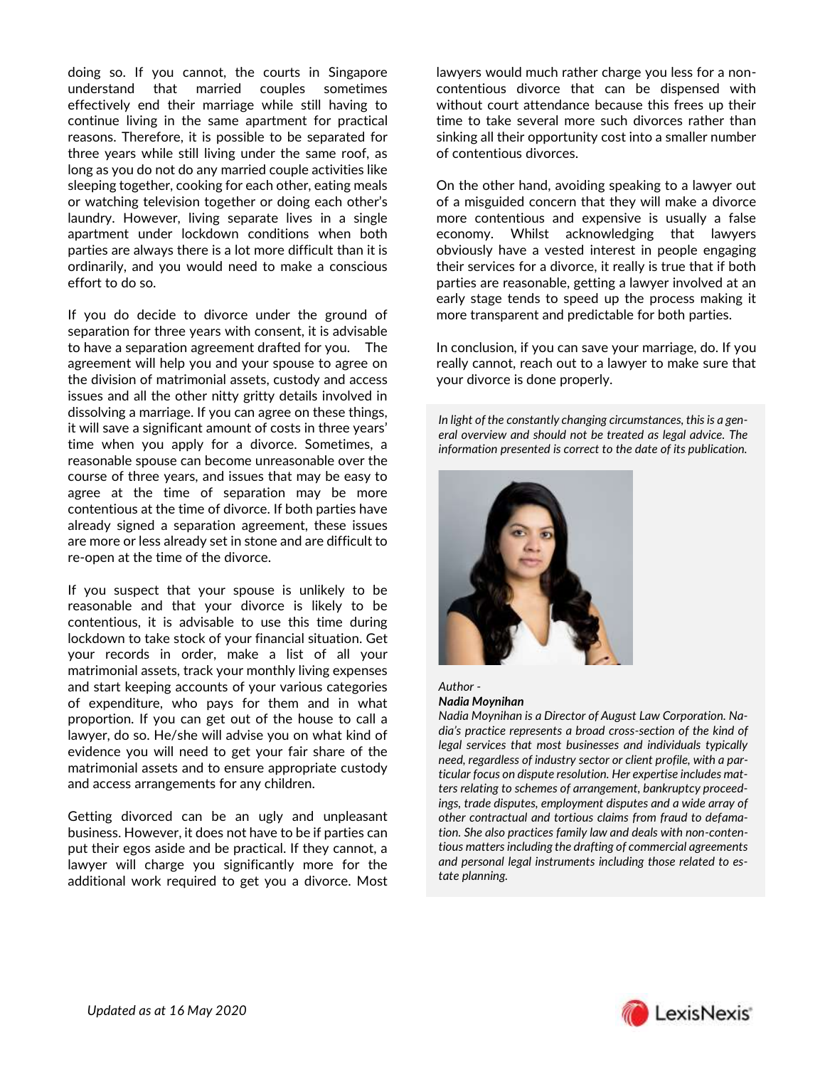doing so. If you cannot, the courts in Singapore understand that married couples sometimes effectively end their marriage while still having to continue living in the same apartment for practical reasons. Therefore, it is possible to be separated for three years while still living under the same roof, as long as you do not do any married couple activities like sleeping together, cooking for each other, eating meals or watching television together or doing each other's laundry. However, living separate lives in a single apartment under lockdown conditions when both parties are always there is a lot more difficult than it is ordinarily, and you would need to make a conscious effort to do so.

If you do decide to divorce under the ground of separation for three years with consent, it is advisable to have a separation agreement drafted for you. The agreement will help you and your spouse to agree on the division of matrimonial assets, custody and access issues and all the other nitty gritty details involved in dissolving a marriage. If you can agree on these things, it will save a significant amount of costs in three years' time when you apply for a divorce. Sometimes, a reasonable spouse can become unreasonable over the course of three years, and issues that may be easy to agree at the time of separation may be more contentious at the time of divorce. If both parties have already signed a separation agreement, these issues are more or less already set in stone and are difficult to re-open at the time of the divorce.

If you suspect that your spouse is unlikely to be reasonable and that your divorce is likely to be contentious, it is advisable to use this time during lockdown to take stock of your financial situation. Get your records in order, make a list of all your matrimonial assets, track your monthly living expenses and start keeping accounts of your various categories of expenditure, who pays for them and in what proportion. If you can get out of the house to call a lawyer, do so. He/she will advise you on what kind of evidence you will need to get your fair share of the matrimonial assets and to ensure appropriate custody and access arrangements for any children.

Getting divorced can be an ugly and unpleasant business. However, it does not have to be if parties can put their egos aside and be practical. If they cannot, a lawyer will charge you significantly more for the additional work required to get you a divorce. Most lawyers would much rather charge you less for a non-contentious divorce that can be dispensed with without court attendance because this frees up their time to take several more such divorces rather than sinking all their opportunity cost into a smaller number of contentious divorces.

On the other hand, avoiding speaking to a lawyer out of a misguided concern that they will make a divorce more contentious and expensive is usually a false economy. Whilst acknowledging that lawyers obviously have a vested interest in people engaging their services for a divorce, it really is true that if both parties are reasonable, getting a lawyer involved at an early stage tends to speed up the process making it more transparent and predictable for both parties.

In conclusion, if you can save your marriage, do. If you really cannot, reach out to a lawyer to make sure that your divorce is done properly.

*In light of the constantly changing circumstances, this is a general overview and should not be treated as legal advice. The information presented is correct to the date of its publication.*

*Author -*
***Nadia Moynihan***
*Nadia Moynihan is a Director of August Law Corporation. Nadia's practice represents a broad cross-section of the kind of legal services that most businesses and individuals typically need, regardless of industry sector or client profile, with a particular focus on dispute resolution. Her expertise includes matters relating to schemes of arrangement, bankruptcy proceedings, trade disputes, employment disputes and a wide array of other contractual and tortious claims from fraud to defamation. She also practices family law and deals with non-contentious matters including the drafting of commercial agreements and personal legal instruments including those related to estate planning.*

*Updated as at 16 May 2020*